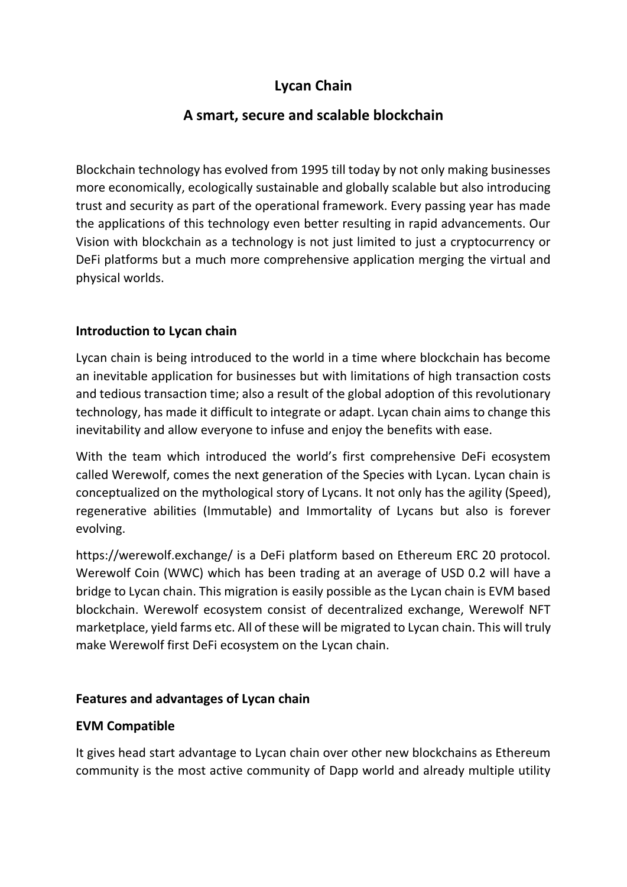# Lycan Chain

## A smart, secure and scalable blockchain

Blockchain technology has evolved from 1995 till today by not only making businesses more economically, ecologically sustainable and globally scalable but also introducing trust and security as part of the operational framework. Every passing year has made the applications of this technology even better resulting in rapid advancements. Our Vision with blockchain as a technology is not just limited to just a cryptocurrency or DeFi platforms but a much more comprehensive application merging the virtual and physical worlds.

### Introduction to Lycan chain

Lycan chain is being introduced to the world in a time where blockchain has become an inevitable application for businesses but with limitations of high transaction costs and tedious transaction time; also a result of the global adoption of this revolutionary technology, has made it difficult to integrate or adapt. Lycan chain aims to change this inevitability and allow everyone to infuse and enjoy the benefits with ease.

With the team which introduced the world's first comprehensive DeFi ecosystem called Werewolf, comes the next generation of the Species with Lycan. Lycan chain is conceptualized on the mythological story of Lycans. It not only has the agility (Speed), regenerative abilities (Immutable) and Immortality of Lycans but also is forever evolving.

https://werewolf.exchange/ is a DeFi platform based on Ethereum ERC 20 protocol. Werewolf Coin (WWC) which has been trading at an average of USD 0.2 will have a bridge to Lycan chain. This migration is easily possible as the Lycan chain is EVM based blockchain. Werewolf ecosystem consist of decentralized exchange, Werewolf NFT marketplace, yield farms etc. All of these will be migrated to Lycan chain. This will truly make Werewolf first DeFi ecosystem on the Lycan chain.

### Features and advantages of Lycan chain

### EVM Compatible

It gives head start advantage to Lycan chain over other new blockchains as Ethereum community is the most active community of Dapp world and already multiple utility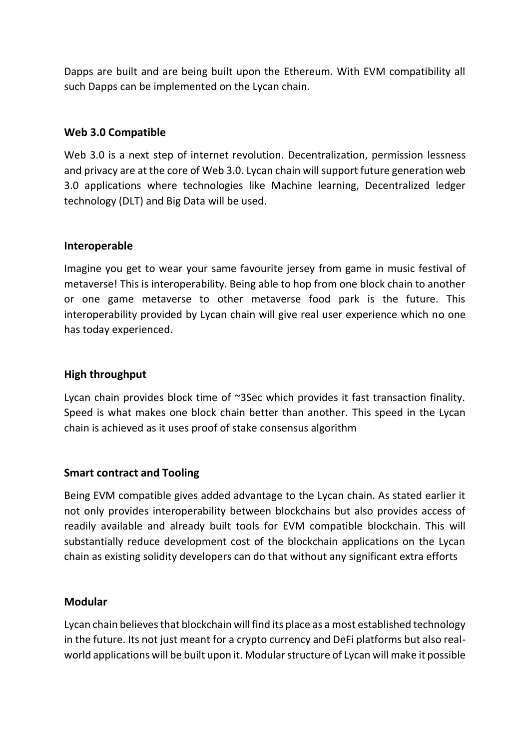Dapps are built and are being built upon the Ethereum. With EVM compatibility all such Dapps can be implemented on the Lycan chain.

### Web 3.0 Compatible

Web 3.0 is a next step of internet revolution. Decentralization, permission lessness and privacy are at the core of Web 3.0. Lycan chain will support future generation web 3.0 applications where technologies like Machine learning, Decentralized ledger technology (DLT) and Big Data will be used.

### Interoperable

Imagine you get to wear your same favourite jersey from game in music festival of metaverse! This is interoperability. Being able to hop from one block chain to another or one game metaverse to other metaverse food park is the future. This interoperability provided by Lycan chain will give real user experience which no one has today experienced.

### High throughput

Lycan chain provides block time of ~3Sec which provides it fast transaction finality. Speed is what makes one block chain better than another. This speed in the Lycan chain is achieved as it uses proof of stake consensus algorithm

### Smart contract and Tooling

Being EVM compatible gives added advantage to the Lycan chain. As stated earlier it not only provides interoperability between blockchains but also provides access of readily available and already built tools for EVM compatible blockchain. This will substantially reduce development cost of the blockchain applications on the Lycan chain as existing solidity developers can do that without any significant extra efforts

### Modular

Lycan chain believes that blockchain will find its place as a most established technology in the future. Its not just meant for a crypto currency and DeFi platforms but also real-world applications will be built upon it. Modular structure of Lycan will make it possible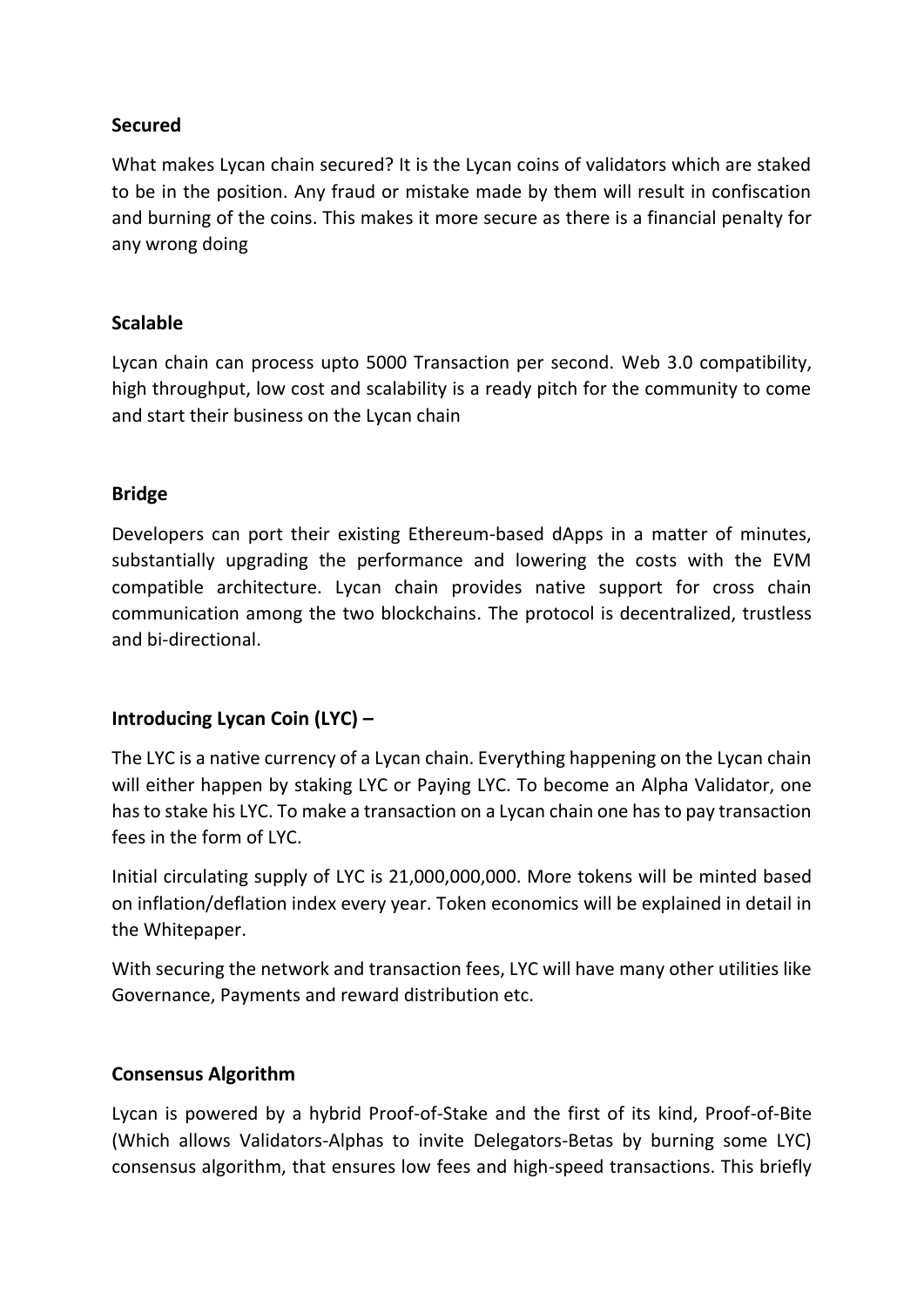**Secured**

What makes Lycan chain secured? It is the Lycan coins of validators which are staked to be in the position. Any fraud or mistake made by them will result in confiscation and burning of the coins. This makes it more secure as there is a financial penalty for any wrong doing

**Scalable**

Lycan chain can process upto 5000 Transaction per second. Web 3.0 compatibility, high throughput, low cost and scalability is a ready pitch for the community to come and start their business on the Lycan chain

**Bridge**

Developers can port their existing Ethereum-based dApps in a matter of minutes, substantially upgrading the performance and lowering the costs with the EVM compatible architecture. Lycan chain provides native support for cross chain communication among the two blockchains. The protocol is decentralized, trustless and bi-directional.

**Introducing Lycan Coin (LYC) –**

The LYC is a native currency of a Lycan chain. Everything happening on the Lycan chain will either happen by staking LYC or Paying LYC. To become an Alpha Validator, one has to stake his LYC. To make a transaction on a Lycan chain one has to pay transaction fees in the form of LYC.

Initial circulating supply of LYC is 21,000,000,000. More tokens will be minted based on inflation/deflation index every year. Token economics will be explained in detail in the Whitepaper.

With securing the network and transaction fees, LYC will have many other utilities like Governance, Payments and reward distribution etc.

**Consensus Algorithm**

Lycan is powered by a hybrid Proof-of-Stake and the first of its kind, Proof-of-Bite (Which allows Validators-Alphas to invite Delegators-Betas by burning some LYC) consensus algorithm, that ensures low fees and high-speed transactions. This briefly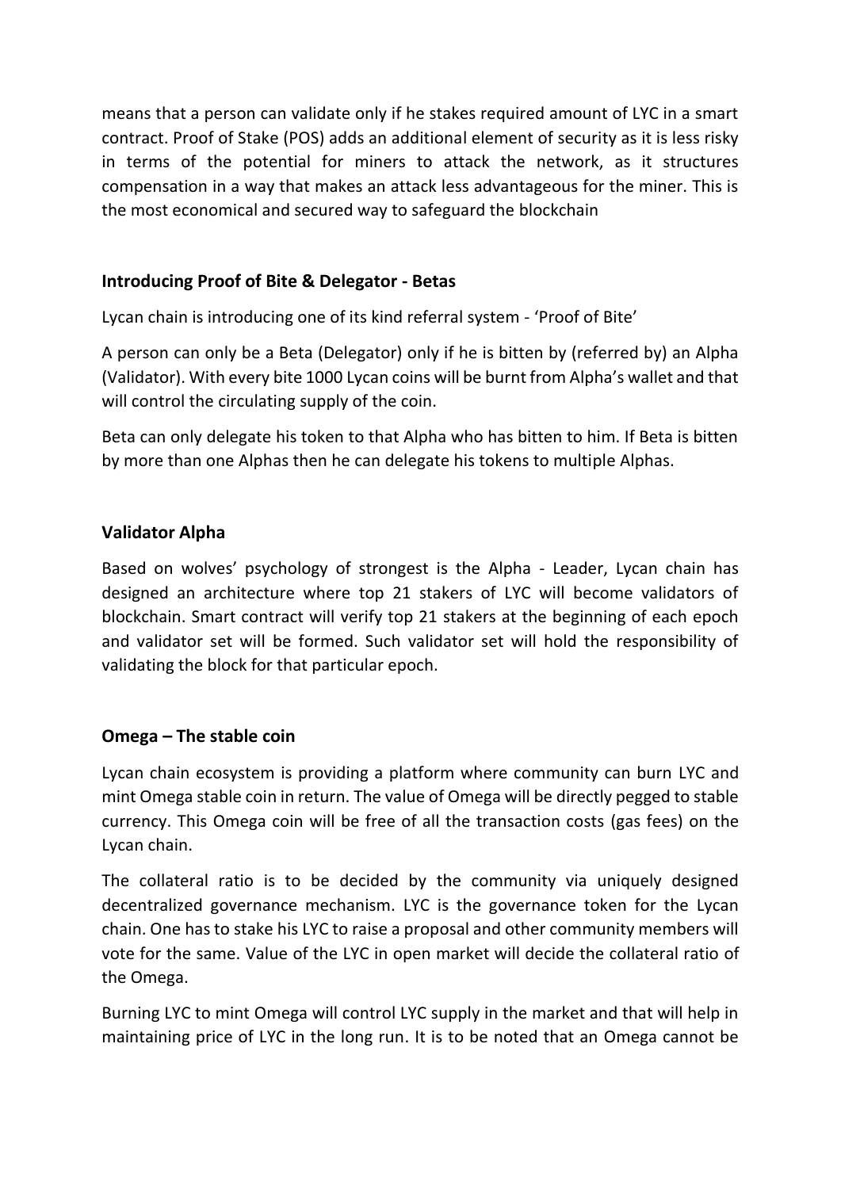means that a person can validate only if he stakes required amount of LYC in a smart contract. Proof of Stake (POS) adds an additional element of security as it is less risky in terms of the potential for miners to attack the network, as it structures compensation in a way that makes an attack less advantageous for the miner. This is the most economical and secured way to safeguard the blockchain

### Introducing Proof of Bite & Delegator - Betas

Lycan chain is introducing one of its kind referral system - 'Proof of Bite'

A person can only be a Beta (Delegator) only if he is bitten by (referred by) an Alpha (Validator). With every bite 1000 Lycan coins will be burnt from Alpha's wallet and that will control the circulating supply of the coin.

Beta can only delegate his token to that Alpha who has bitten to him. If Beta is bitten by more than one Alphas then he can delegate his tokens to multiple Alphas.

### Validator Alpha

Based on wolves' psychology of strongest is the Alpha - Leader, Lycan chain has designed an architecture where top 21 stakers of LYC will become validators of blockchain. Smart contract will verify top 21 stakers at the beginning of each epoch and validator set will be formed. Such validator set will hold the responsibility of validating the block for that particular epoch.

### Omega – The stable coin

Lycan chain ecosystem is providing a platform where community can burn LYC and mint Omega stable coin in return. The value of Omega will be directly pegged to stable currency. This Omega coin will be free of all the transaction costs (gas fees) on the Lycan chain.

The collateral ratio is to be decided by the community via uniquely designed decentralized governance mechanism. LYC is the governance token for the Lycan chain. One has to stake his LYC to raise a proposal and other community members will vote for the same. Value of the LYC in open market will decide the collateral ratio of the Omega.

Burning LYC to mint Omega will control LYC supply in the market and that will help in maintaining price of LYC in the long run. It is to be noted that an Omega cannot be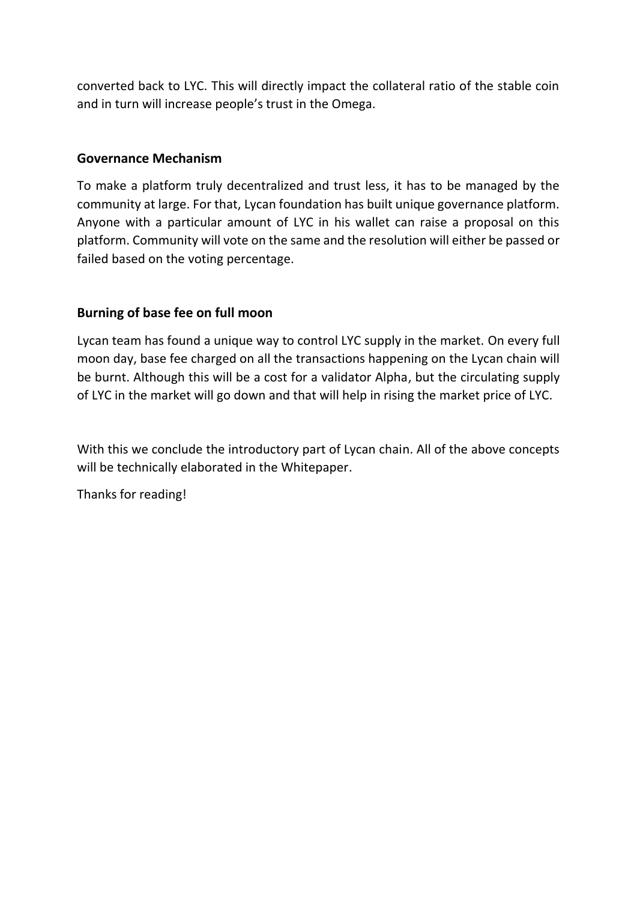converted back to LYC. This will directly impact the collateral ratio of the stable coin and in turn will increase people's trust in the Omega.

## Governance Mechanism

To make a platform truly decentralized and trust less, it has to be managed by the community at large. For that, Lycan foundation has built unique governance platform. Anyone with a particular amount of LYC in his wallet can raise a proposal on this platform. Community will vote on the same and the resolution will either be passed or failed based on the voting percentage.

## Burning of base fee on full moon

Lycan team has found a unique way to control LYC supply in the market. On every full moon day, base fee charged on all the transactions happening on the Lycan chain will be burnt. Although this will be a cost for a validator Alpha, but the circulating supply of LYC in the market will go down and that will help in rising the market price of LYC.

With this we conclude the introductory part of Lycan chain. All of the above concepts will be technically elaborated in the Whitepaper.

Thanks for reading!